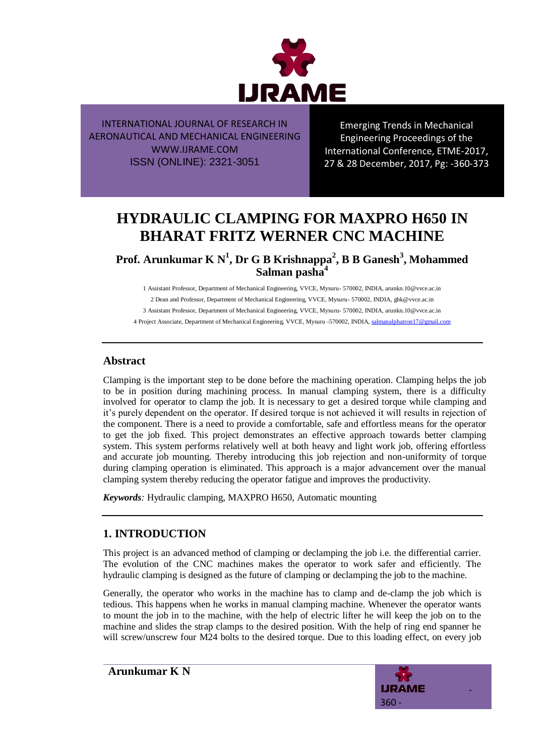INTERNATIONAL JOURNAL OF RESEARCH IN AERONAUTICAL AND MECHANICAL ENGINEERING
WWW.IJRAME.COM
ISSN (ONLINE): 2321-3051

Emerging Trends in Mechanical Engineering Proceedings of the International Conference, ETME-2017, 27 & 28 December, 2017, Pg: -360-373

# HYDRAULIC CLAMPING FOR MAXPRO H650 IN BHARAT FRITZ WERNER CNC MACHINE

**Prof. Arunkumar K N[1], Dr G B Krishnappa[2], B B Ganesh[3], Mohammed Salman pasha[4]**

1 Assistant Professor, Department of Mechanical Engineering, VVCE, Mysuru- 570002, INDIA, arunkn.10@vvce.ac.in

2 Dean and Professor, Department of Mechanical Engineering, VVCE, Mysuru- 570002, INDIA, gbk@vvce.ac.in

3 Assistant Professor, Department of Mechanical Engineering, VVCE, Mysuru- 570002, INDIA, arunkn.10@vvce.ac.in

4 Project Associate, Department of Mechanical Engineering, VVCE, Mysuru -570002, INDIA, salmanalphatron17@gmail.com

---

## Abstract

Clamping is the important step to be done before the machining operation. Clamping helps the job to be in position during machining process. In manual clamping system, there is a difficulty involved for operator to clamp the job. It is necessary to get a desired torque while clamping and it's purely dependent on the operator. If desired torque is not achieved it will results in rejection of the component. There is a need to provide a comfortable, safe and effortless means for the operator to get the job fixed. This project demonstrates an effective approach towards better clamping system. This system performs relatively well at both heavy and light work job, offering effortless and accurate job mounting. Thereby introducing this job rejection and non-uniformity of torque during clamping operation is eliminated. This approach is a major advancement over the manual clamping system thereby reducing the operator fatigue and improves the productivity.

***Keywords**:* Hydraulic clamping, MAXPRO H650, Automatic mounting

---

## 1. INTRODUCTION

This project is an advanced method of clamping or declamping the job i.e. the differential carrier. The evolution of the CNC machines makes the operator to work safer and efficiently. The hydraulic clamping is designed as the future of clamping or declamping the job to the machine.

Generally, the operator who works in the machine has to clamp and de-clamp the job which is tedious. This happens when he works in manual clamping machine. Whenever the operator wants to mount the job in to the machine, with the help of electric lifter he will keep the job on to the machine and slides the strap clamps to the desired position. With the help of ring end spanner he will screw/unscrew four M24 bolts to the desired torque. Due to this loading effect, on every job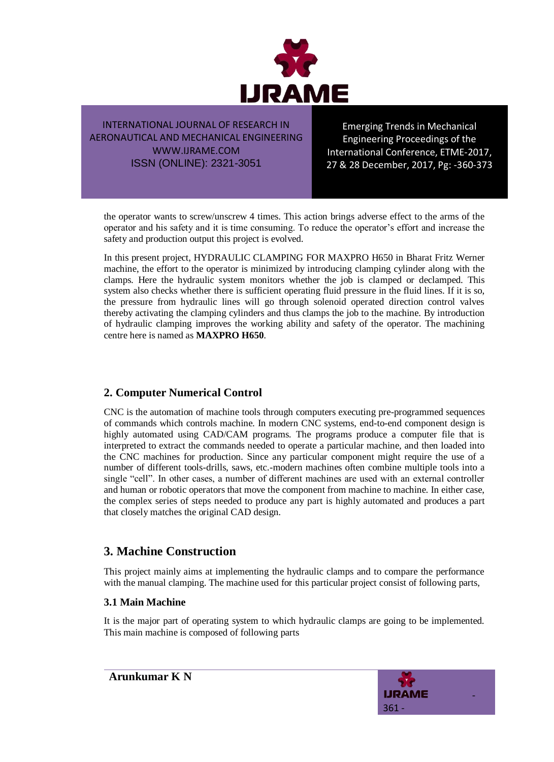the operator wants to screw/unscrew 4 times. This action brings adverse effect to the arms of the operator and his safety and it is time consuming. To reduce the operator's effort and increase the safety and production output this project is evolved.

In this present project, HYDRAULIC CLAMPING FOR MAXPRO H650 in Bharat Fritz Werner machine, the effort to the operator is minimized by introducing clamping cylinder along with the clamps. Here the hydraulic system monitors whether the job is clamped or declamped. This system also checks whether there is sufficient operating fluid pressure in the fluid lines. If it is so, the pressure from hydraulic lines will go through solenoid operated direction control valves thereby activating the clamping cylinders and thus clamps the job to the machine. By introduction of hydraulic clamping improves the working ability and safety of the operator. The machining centre here is named as **MAXPRO H650**.

## 2. Computer Numerical Control

CNC is the automation of machine tools through computers executing pre-programmed sequences of commands which controls machine. In modern CNC systems, end-to-end component design is highly automated using CAD/CAM programs. The programs produce a computer file that is interpreted to extract the commands needed to operate a particular machine, and then loaded into the CNC machines for production. Since any particular component might require the use of a number of different tools-drills, saws, etc.-modern machines often combine multiple tools into a single "cell". In other cases, a number of different machines are used with an external controller and human or robotic operators that move the component from machine to machine. In either case, the complex series of steps needed to produce any part is highly automated and produces a part that closely matches the original CAD design.

## 3. Machine Construction

This project mainly aims at implementing the hydraulic clamps and to compare the performance with the manual clamping. The machine used for this particular project consist of following parts,

### 3.1 Main Machine

It is the major part of operating system to which hydraulic clamps are going to be implemented. This main machine is composed of following parts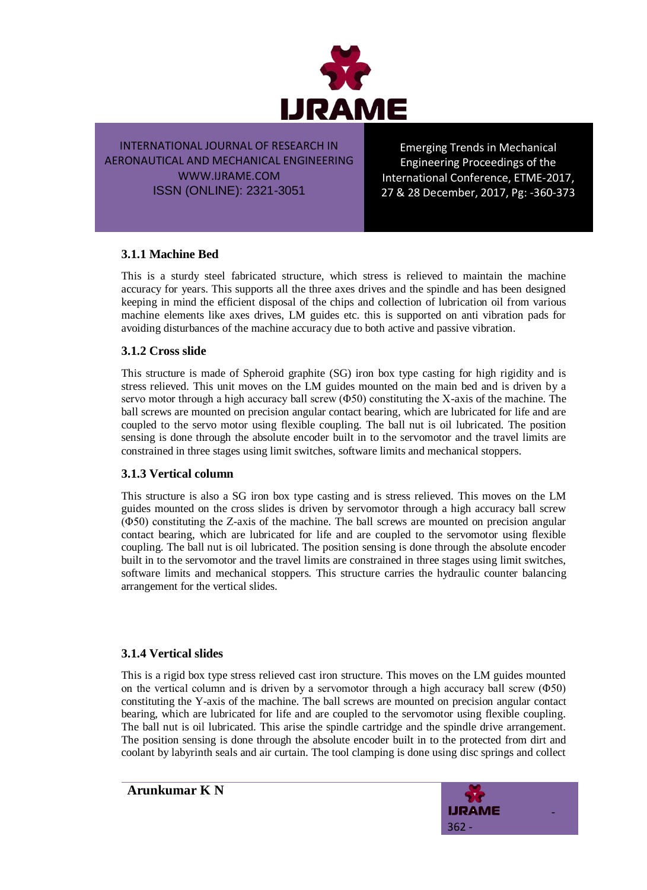### 3.1.1 Machine Bed

This is a sturdy steel fabricated structure, which stress is relieved to maintain the machine accuracy for years. This supports all the three axes drives and the spindle and has been designed keeping in mind the efficient disposal of the chips and collection of lubrication oil from various machine elements like axes drives, LM guides etc. this is supported on anti vibration pads for avoiding disturbances of the machine accuracy due to both active and passive vibration.

### 3.1.2 Cross slide

This structure is made of Spheroid graphite (SG) iron box type casting for high rigidity and is stress relieved. This unit moves on the LM guides mounted on the main bed and is driven by a servo motor through a high accuracy ball screw (Φ50) constituting the X-axis of the machine. The ball screws are mounted on precision angular contact bearing, which are lubricated for life and are coupled to the servo motor using flexible coupling. The ball nut is oil lubricated. The position sensing is done through the absolute encoder built in to the servomotor and the travel limits are constrained in three stages using limit switches, software limits and mechanical stoppers.

### 3.1.3 Vertical column

This structure is also a SG iron box type casting and is stress relieved. This moves on the LM guides mounted on the cross slides is driven by servomotor through a high accuracy ball screw (Φ50) constituting the Z-axis of the machine. The ball screws are mounted on precision angular contact bearing, which are lubricated for life and are coupled to the servomotor using flexible coupling. The ball nut is oil lubricated. The position sensing is done through the absolute encoder built in to the servomotor and the travel limits are constrained in three stages using limit switches, software limits and mechanical stoppers. This structure carries the hydraulic counter balancing arrangement for the vertical slides.

### 3.1.4 Vertical slides

This is a rigid box type stress relieved cast iron structure. This moves on the LM guides mounted on the vertical column and is driven by a servomotor through a high accuracy ball screw (Φ50) constituting the Y-axis of the machine. The ball screws are mounted on precision angular contact bearing, which are lubricated for life and are coupled to the servomotor using flexible coupling. The ball nut is oil lubricated. This arise the spindle cartridge and the spindle drive arrangement. The position sensing is done through the absolute encoder built in to the protected from dirt and coolant by labyrinth seals and air curtain. The tool clamping is done using disc springs and collect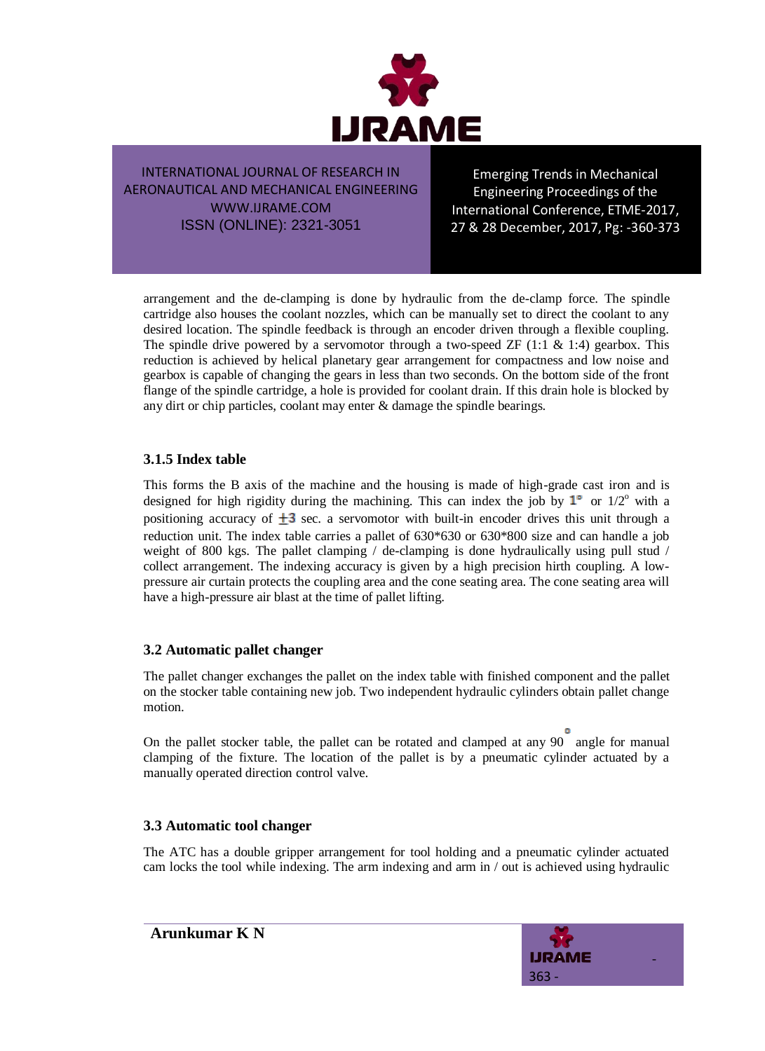arrangement and the de-clamping is done by hydraulic from the de-clamp force. The spindle cartridge also houses the coolant nozzles, which can be manually set to direct the coolant to any desired location. The spindle feedback is through an encoder driven through a flexible coupling. The spindle drive powered by a servomotor through a two-speed ZF (1:1 & 1:4) gearbox. This reduction is achieved by helical planetary gear arrangement for compactness and low noise and gearbox is capable of changing the gears in less than two seconds. On the bottom side of the front flange of the spindle cartridge, a hole is provided for coolant drain. If this drain hole is blocked by any dirt or chip particles, coolant may enter & damage the spindle bearings.

### 3.1.5 Index table

This forms the B axis of the machine and the housing is made of high-grade cast iron and is designed for high rigidity during the machining. This can index the job by $1^{\circ}$ or $1/2^{\circ}$ with a positioning accuracy of $\pm 3$ sec. a servomotor with built-in encoder drives this unit through a reduction unit. The index table carries a pallet of 630*630 or 630*800 size and can handle a job weight of 800 kgs. The pallet clamping / de-clamping is done hydraulically using pull stud / collect arrangement. The indexing accuracy is given by a high precision hirth coupling. A low-pressure air curtain protects the coupling area and the cone seating area. The cone seating area will have a high-pressure air blast at the time of pallet lifting.

## 3.2 Automatic pallet changer

The pallet changer exchanges the pallet on the index table with finished component and the pallet on the stocker table containing new job. Two independent hydraulic cylinders obtain pallet change motion.

On the pallet stocker table, the pallet can be rotated and clamped at any $90^{\circ}$ angle for manual clamping of the fixture. The location of the pallet is by a pneumatic cylinder actuated by a manually operated direction control valve.

## 3.3 Automatic tool changer

The ATC has a double gripper arrangement for tool holding and a pneumatic cylinder actuated cam locks the tool while indexing. The arm indexing and arm in / out is achieved using hydraulic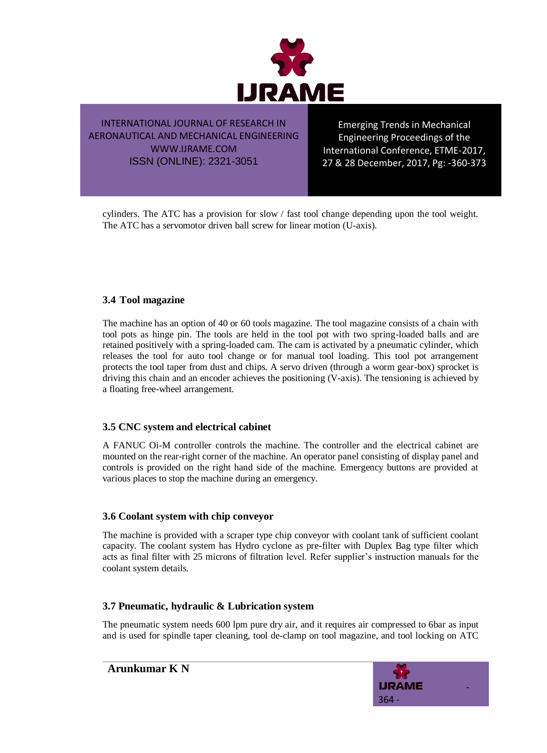cylinders. The ATC has a provision for slow / fast tool change depending upon the tool weight. The ATC has a servomotor driven ball screw for linear motion (U-axis).

### 3.4 Tool magazine

The machine has an option of 40 or 60 tools magazine. The tool magazine consists of a chain with tool pots as hinge pin. The tools are held in the tool pot with two spring-loaded balls and are retained positively with a spring-loaded cam. The cam is activated by a pneumatic cylinder, which releases the tool for auto tool change or for manual tool loading. This tool pot arrangement protects the tool taper from dust and chips. A servo driven (through a worm gear-box) sprocket is driving this chain and an encoder achieves the positioning (V-axis). The tensioning is achieved by a floating free-wheel arrangement.

### 3.5 CNC system and electrical cabinet

A FANUC Oi-M controller controls the machine. The controller and the electrical cabinet are mounted on the rear-right corner of the machine. An operator panel consisting of display panel and controls is provided on the right hand side of the machine. Emergency buttons are provided at various places to stop the machine during an emergency.

### 3.6 Coolant system with chip conveyor

The machine is provided with a scraper type chip conveyor with coolant tank of sufficient coolant capacity. The coolant system has Hydro cyclone as pre-filter with Duplex Bag type filter which acts as final filter with 25 microns of filtration level. Refer supplier's instruction manuals for the coolant system details.

### 3.7 Pneumatic, hydraulic & Lubrication system

The pneumatic system needs 600 lpm pure dry air, and it requires air compressed to 6bar as input and is used for spindle taper cleaning, tool de-clamp on tool magazine, and tool locking on ATC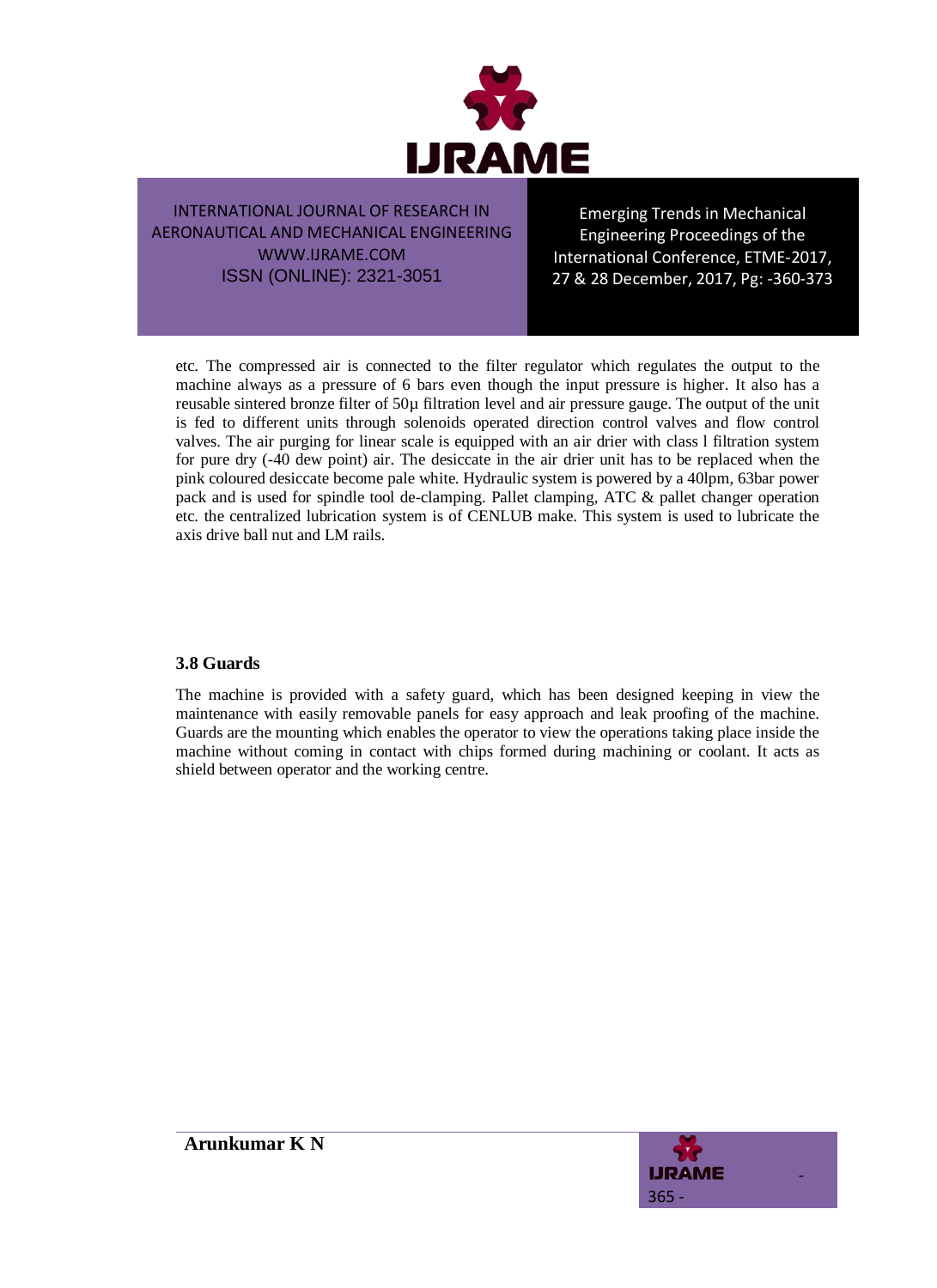etc. The compressed air is connected to the filter regulator which regulates the output to the machine always as a pressure of 6 bars even though the input pressure is higher. It also has a reusable sintered bronze filter of 50μ filtration level and air pressure gauge. The output of the unit is fed to different units through solenoids operated direction control valves and flow control valves. The air purging for linear scale is equipped with an air drier with class l filtration system for pure dry (-40 dew point) air. The desiccate in the air drier unit has to be replaced when the pink coloured desiccate become pale white. Hydraulic system is powered by a 40lpm, 63bar power pack and is used for spindle tool de-clamping. Pallet clamping, ATC & pallet changer operation etc. the centralized lubrication system is of CENLUB make. This system is used to lubricate the axis drive ball nut and LM rails.

### 3.8 Guards

The machine is provided with a safety guard, which has been designed keeping in view the maintenance with easily removable panels for easy approach and leak proofing of the machine. Guards are the mounting which enables the operator to view the operations taking place inside the machine without coming in contact with chips formed during machining or coolant. It acts as shield between operator and the working centre.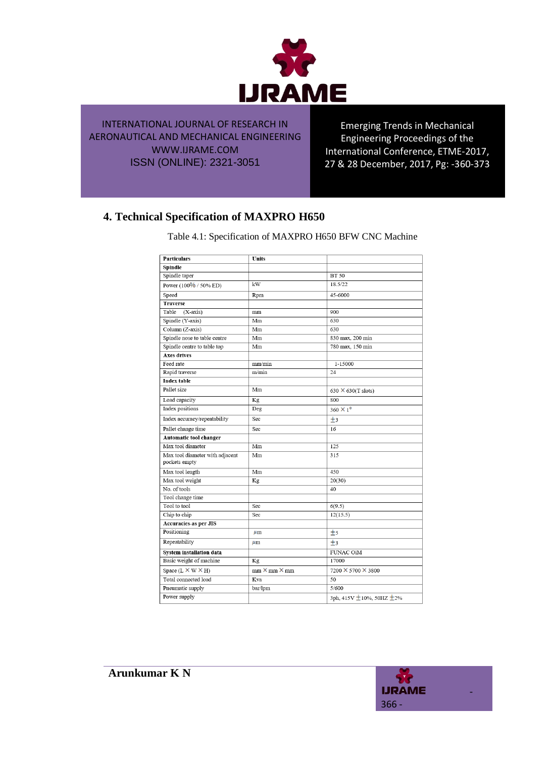## 4. Technical Specification of MAXPRO H650

Table 4.1: Specification of MAXPRO H650 BFW CNC Machine

| Particulars | Units | |
|---|---|---|
| **Spindle** | | |
| Spindle taper | | BT 50 |
| Power (100% / 50% ED) | kW | 18.5/22 |
| Speed | Rpm | 45-6000 |
| **Traverse** | | |
| Table (X-axis) | mm | 900 |
| Spindle (Y-axis) | Mm | 630 |
| Column (Z-axis) | Mm | 630 |
| Spindle nose to table centre | Mm | 830 max, 200 min |
| Spindle centre to table top | Mm | 780 max, 150 min |
| **Axes drives** | | |
| Feed rate | mm/min | 1-15000 |
| Rapid traverse | m/min | 24 |
| **Index table** | | |
| Pallet size | Mm | 630 × 630(T slots) |
| Load capacity | Kg | 800 |
| Index positions | Deg | 360 × 1° |
| Index accuracy/repeatability | Sec | ±3 |
| Pallet change time | Sec | 16 |
| **Automatic tool changer** | | |
| Max tool diameter | Mm | 125 |
| Max tool diameter with adjacent pockets empty | Mm | 315 |
| Max tool length | Mm | 450 |
| Max tool weight | Kg | 20(30) |
| No. of tools | | 40 |
| Tool change time | | |
| Tool to tool | Sec | 6(9.5) |
| Chip to chip | Sec | 12(15.5) |
| **Accuracies as per JIS** | | |
| Positioning | μm | ±5 |
| Repeatability | μm | ±3 |
| **System installation data** | | FUNAC OiM |
| Basic weight of machine | Kg | 17000 |
| Space (L × W × H) | mm × mm × mm | 7200 × 5700 × 3800 |
| Total connected load | Kva | 50 |
| Pneumatic supply | bar/lpm | 5/600 |
| Power supply | | 3ph, 415V ±10%, 50HZ ±2% |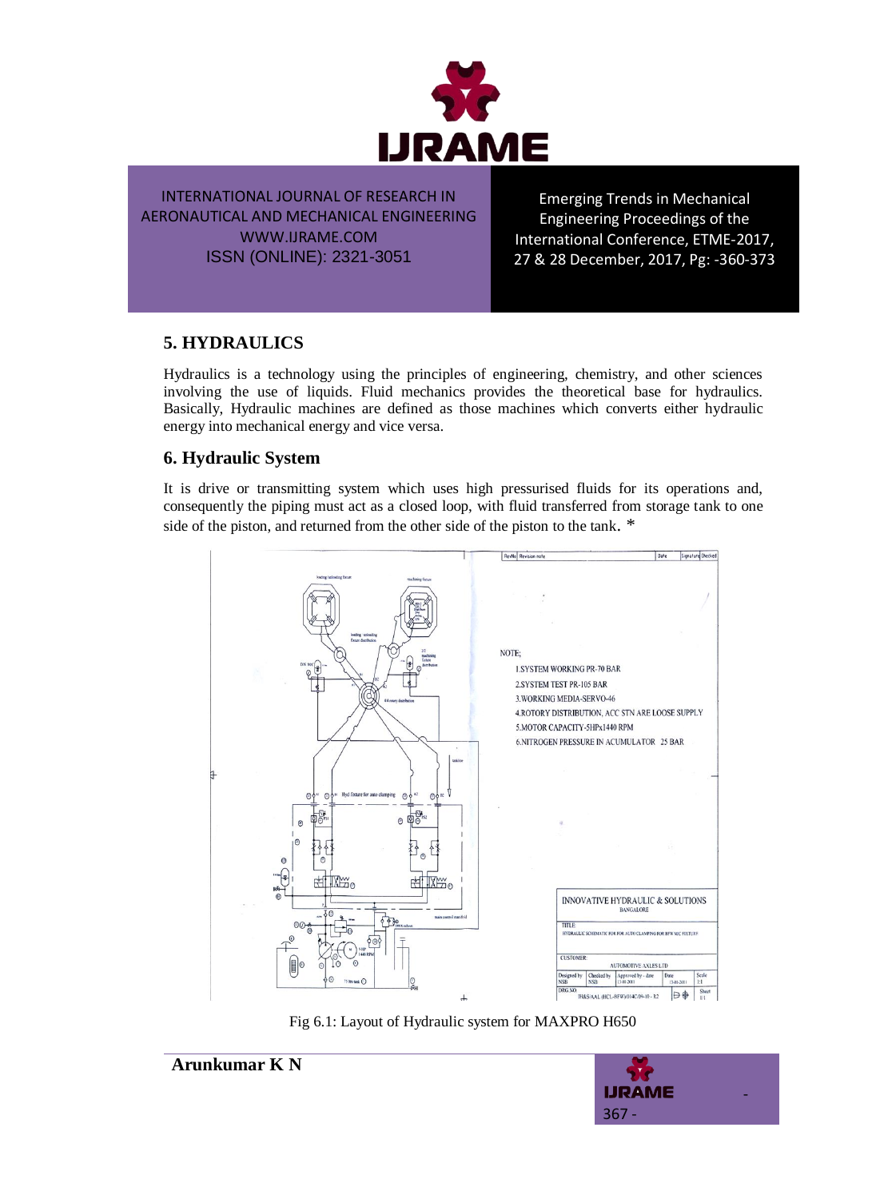## 5. HYDRAULICS

Hydraulics is a technology using the principles of engineering, chemistry, and other sciences involving the use of liquids. Fluid mechanics provides the theoretical base for hydraulics. Basically, Hydraulic machines are defined as those machines which converts either hydraulic energy into mechanical energy and vice versa.

## 6. Hydraulic System

It is drive or transmitting system which uses high pressurised fluids for its operations and, consequently the piping must act as a closed loop, with fluid transferred from storage tank to one side of the piston, and returned from the other side of the piston to the tank. *

NOTE;

1.SYSTEM WORKING PR-70 BAR

2.SYSTEM TEST PR-105 BAR

3.WORKING MEDIA-SERVO-46

4.ROTORY DISTRIBUTION, ACC STN ARE LOOSE SUPPLY

5.MOTOR CAPACITY-5HPx1440 RPM

6.NITROGEN PRESSURE IN ACUMULATOR 25 BAR

INNOVATIVE HYDRAULIC & SOLUTIONS

BANGALORE

TITLE: HYDRAULIC SCHEMATIC FOR FOR AUTO CLAMPING FOR BFW M/C FIXTURE

CUSTOMER: AUTOMOTIVE AXLES LTD

Fig 6.1: Layout of Hydraulic system for MAXPRO H650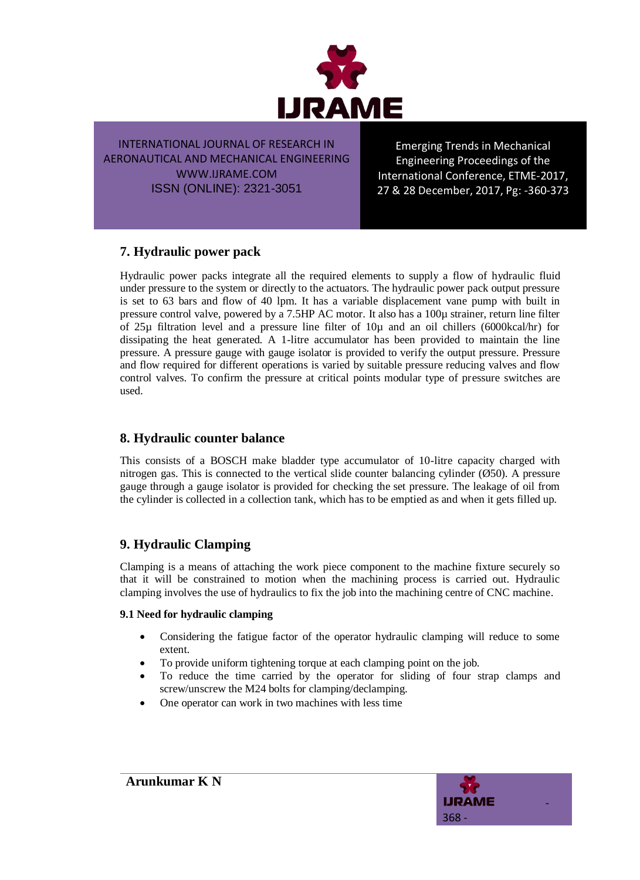## 7. Hydraulic power pack

Hydraulic power packs integrate all the required elements to supply a flow of hydraulic fluid under pressure to the system or directly to the actuators. The hydraulic power pack output pressure is set to 63 bars and flow of 40 lpm. It has a variable displacement vane pump with built in pressure control valve, powered by a 7.5HP AC motor. It also has a 100µ strainer, return line filter of 25µ filtration level and a pressure line filter of 10µ and an oil chillers (6000kcal/hr) for dissipating the heat generated. A 1-litre accumulator has been provided to maintain the line pressure. A pressure gauge with gauge isolator is provided to verify the output pressure. Pressure and flow required for different operations is varied by suitable pressure reducing valves and flow control valves. To confirm the pressure at critical points modular type of pressure switches are used.

## 8. Hydraulic counter balance

This consists of a BOSCH make bladder type accumulator of 10-litre capacity charged with nitrogen gas. This is connected to the vertical slide counter balancing cylinder (Ø50). A pressure gauge through a gauge isolator is provided for checking the set pressure. The leakage of oil from the cylinder is collected in a collection tank, which has to be emptied as and when it gets filled up.

## 9. Hydraulic Clamping

Clamping is a means of attaching the work piece component to the machine fixture securely so that it will be constrained to motion when the machining process is carried out. Hydraulic clamping involves the use of hydraulics to fix the job into the machining centre of CNC machine.

### 9.1 Need for hydraulic clamping

- Considering the fatigue factor of the operator hydraulic clamping will reduce to some extent.
- To provide uniform tightening torque at each clamping point on the job.
- To reduce the time carried by the operator for sliding of four strap clamps and screw/unscrew the M24 bolts for clamping/declamping.
- One operator can work in two machines with less time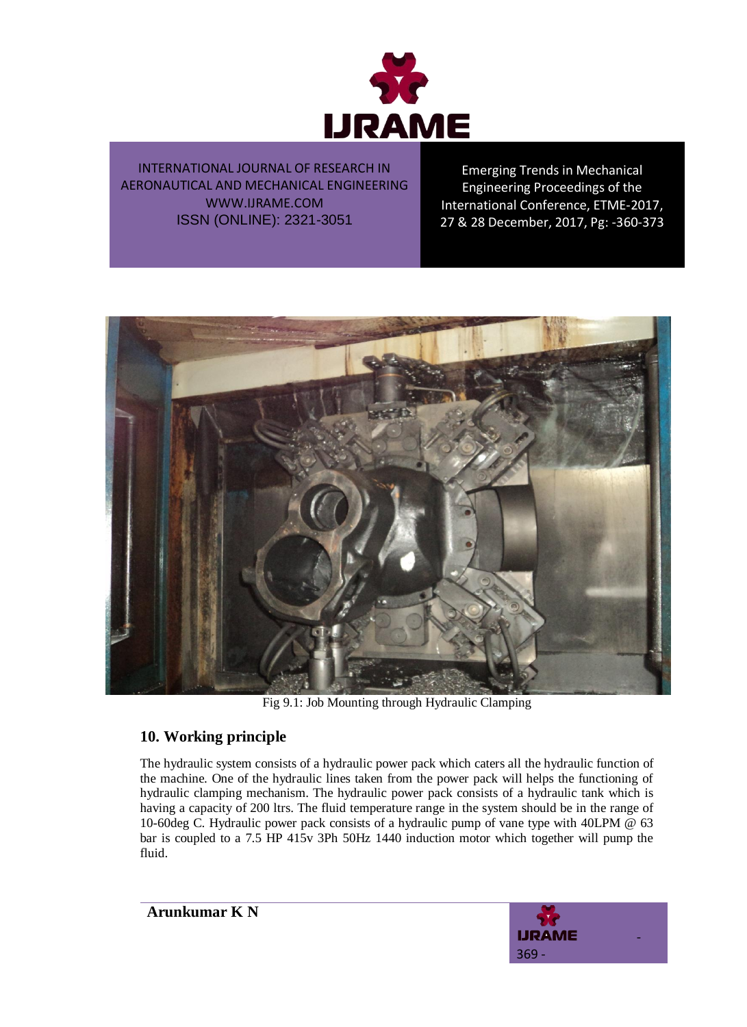Fig 9.1: Job Mounting through Hydraulic Clamping

## 10. Working principle

The hydraulic system consists of a hydraulic power pack which caters all the hydraulic function of the machine. One of the hydraulic lines taken from the power pack will helps the functioning of hydraulic clamping mechanism. The hydraulic power pack consists of a hydraulic tank which is having a capacity of 200 ltrs. The fluid temperature range in the system should be in the range of 10-60deg C. Hydraulic power pack consists of a hydraulic pump of vane type with 40LPM @ 63 bar is coupled to a 7.5 HP 415v 3Ph 50Hz 1440 induction motor which together will pump the fluid.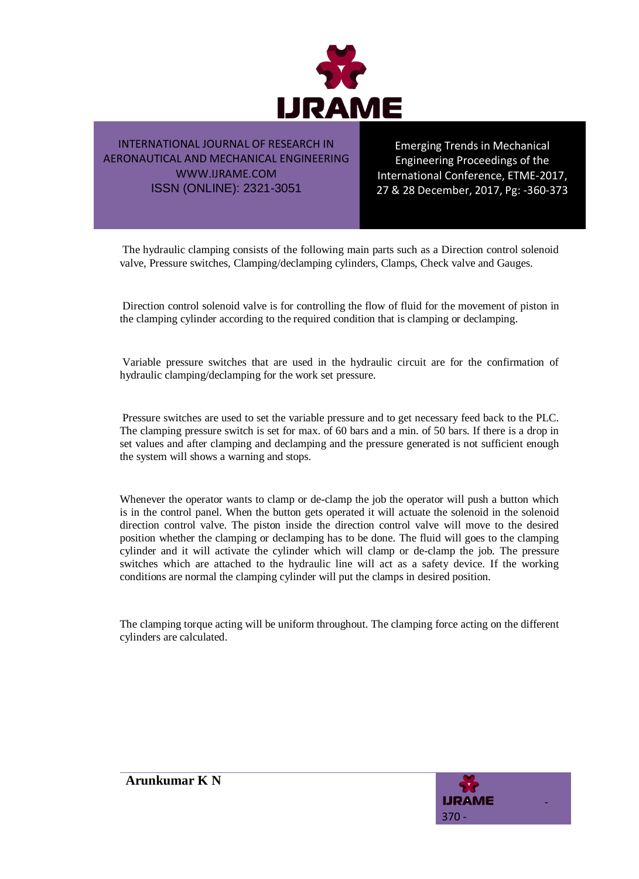The hydraulic clamping consists of the following main parts such as a Direction control solenoid valve, Pressure switches, Clamping/declamping cylinders, Clamps, Check valve and Gauges.

Direction control solenoid valve is for controlling the flow of fluid for the movement of piston in the clamping cylinder according to the required condition that is clamping or declamping.

Variable pressure switches that are used in the hydraulic circuit are for the confirmation of hydraulic clamping/declamping for the work set pressure.

Pressure switches are used to set the variable pressure and to get necessary feed back to the PLC. The clamping pressure switch is set for max. of 60 bars and a min. of 50 bars. If there is a drop in set values and after clamping and declamping and the pressure generated is not sufficient enough the system will shows a warning and stops.

Whenever the operator wants to clamp or de-clamp the job the operator will push a button which is in the control panel. When the button gets operated it will actuate the solenoid in the solenoid direction control valve. The piston inside the direction control valve will move to the desired position whether the clamping or declamping has to be done. The fluid will goes to the clamping cylinder and it will activate the cylinder which will clamp or de-clamp the job. The pressure switches which are attached to the hydraulic line will act as a safety device. If the working conditions are normal the clamping cylinder will put the clamps in desired position.

The clamping torque acting will be uniform throughout. The clamping force acting on the different cylinders are calculated.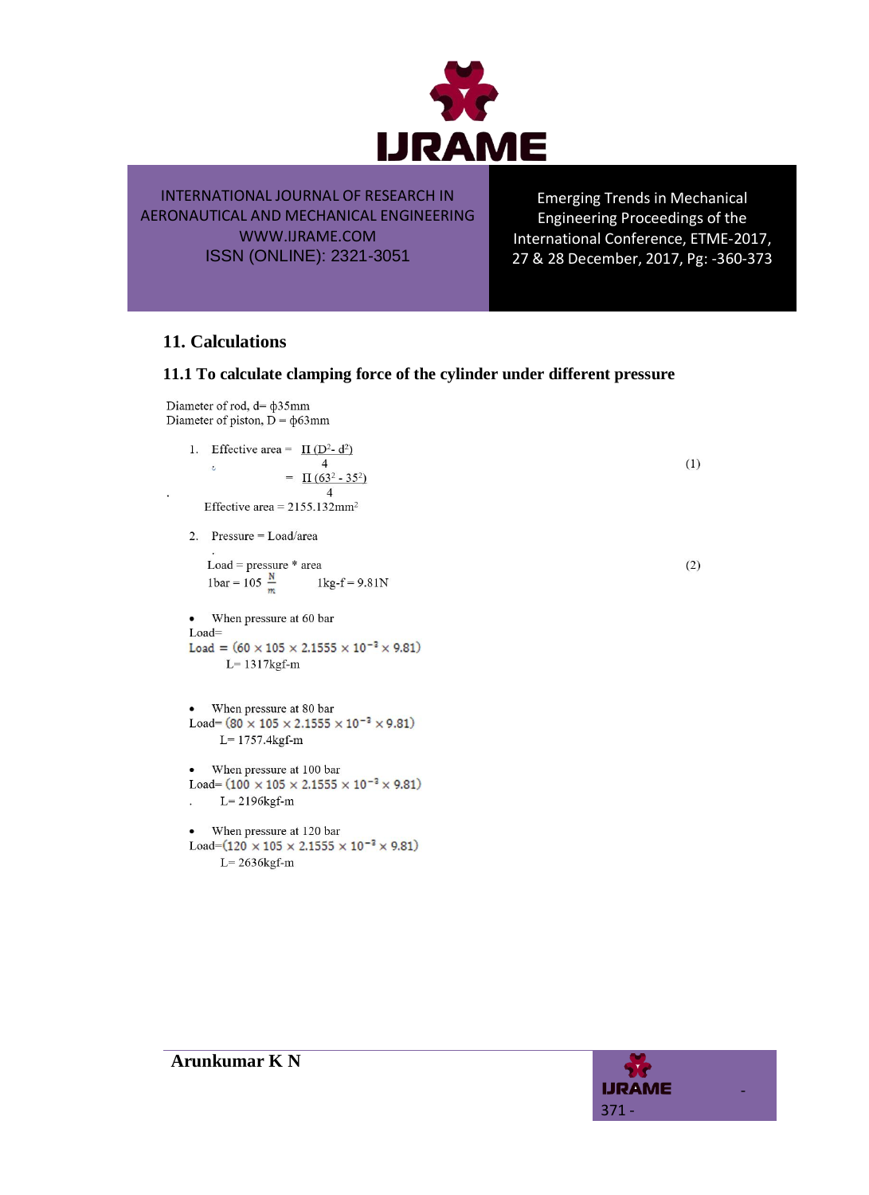## 11. Calculations

### 11.1 To calculate clamping force of the cylinder under different pressure

Diameter of rod, d= ϕ35mm
Diameter of piston, D = ϕ63mm

1. Effective area = $\frac{\Pi (D^2 - d^2)}{4}$ (1)

$= \frac{\Pi (63^2 - 35^2)}{4}$

Effective area = 2155.132mm$^2$

2. Pressure = Load/area

Load = pressure * area (2)

1bar = 105 $\frac{N}{m}$ 1kg-f = 9.81N

- When pressure at 60 bar

Load=
Load $= (60 \times 105 \times 2.1555 \times 10^{-3} \times 9.81)$

L= 1317kgf-m

- When pressure at 80 bar

Load= $(80 \times 105 \times 2.1555 \times 10^{-3} \times 9.81)$

L= 1757.4kgf-m

- When pressure at 100 bar

Load= $(100 \times 105 \times 2.1555 \times 10^{-3} \times 9.81)$

L= 2196kgf-m

- When pressure at 120 bar

Load=$(120 \times 105 \times 2.1555 \times 10^{-3} \times 9.81)$

L= 2636kgf-m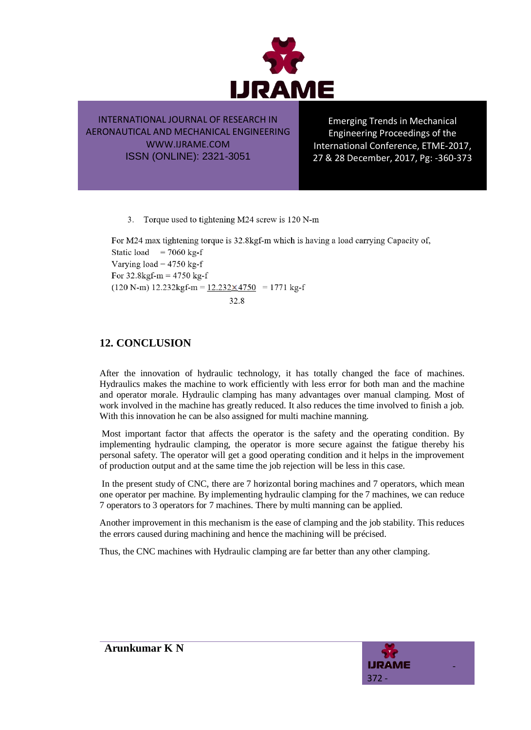3. Torque used to tightening M24 screw is 120 N-m

For M24 max tightening torque is 32.8kgf-m which is having a load carrying Capacity of,

Static load = 7060 kg-f

Varying load = 4750 kg-f

For 32.8kgf-m = 4750 kg-f

(120 N-m) 12.232kgf-m = $\frac{12.232 \times 4750}{32.8}$ = 1771 kg-f

## 12. CONCLUSION

After the innovation of hydraulic technology, it has totally changed the face of machines. Hydraulics makes the machine to work efficiently with less error for both man and the machine and operator morale. Hydraulic clamping has many advantages over manual clamping. Most of work involved in the machine has greatly reduced. It also reduces the time involved to finish a job. With this innovation he can be also assigned for multi machine manning.

Most important factor that affects the operator is the safety and the operating condition. By implementing hydraulic clamping, the operator is more secure against the fatigue thereby his personal safety. The operator will get a good operating condition and it helps in the improvement of production output and at the same time the job rejection will be less in this case.

In the present study of CNC, there are 7 horizontal boring machines and 7 operators, which mean one operator per machine. By implementing hydraulic clamping for the 7 machines, we can reduce 7 operators to 3 operators for 7 machines. There by multi manning can be applied.

Another improvement in this mechanism is the ease of clamping and the job stability. This reduces the errors caused during machining and hence the machining will be précised.

Thus, the CNC machines with Hydraulic clamping are far better than any other clamping.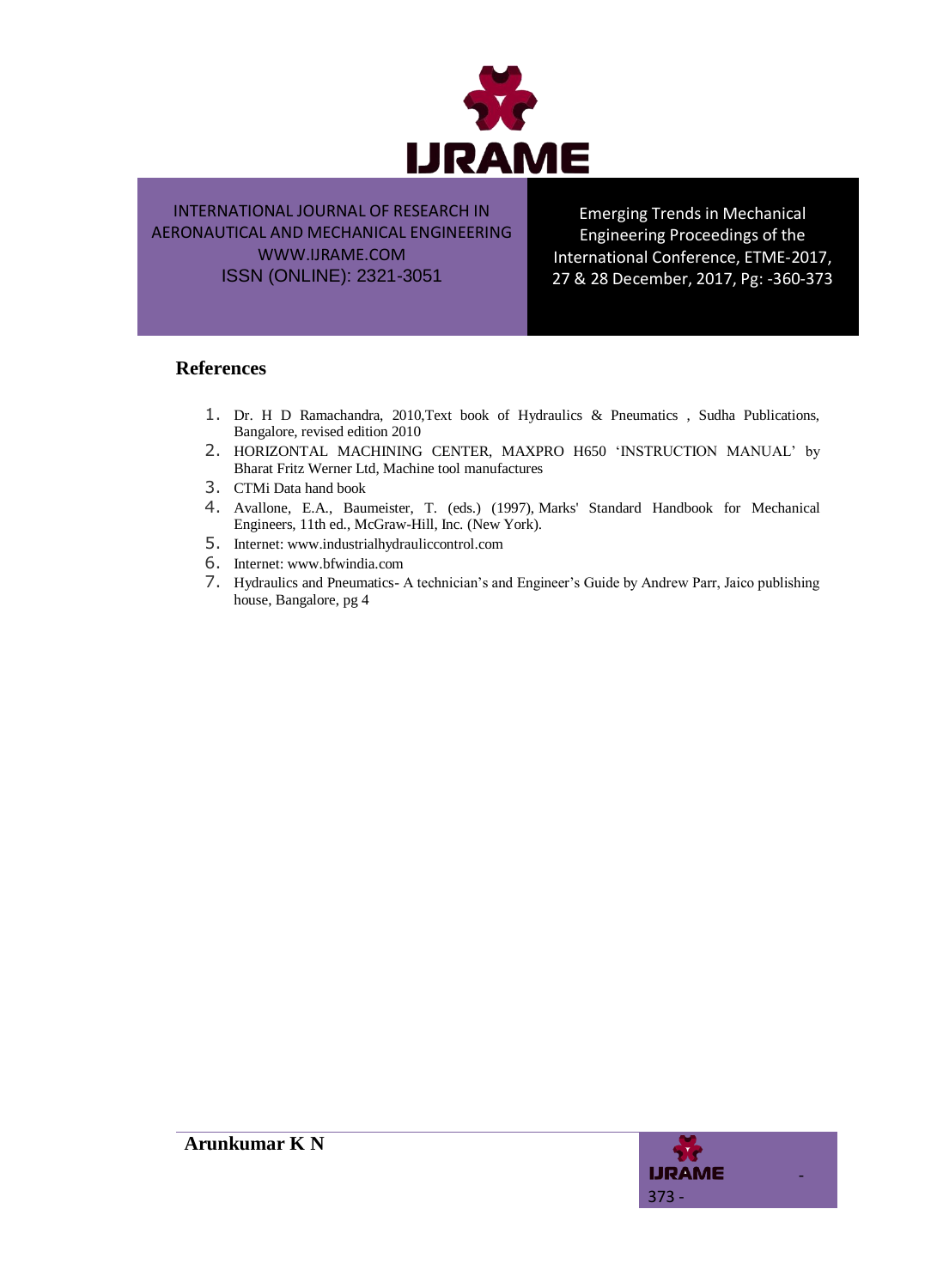## References

1. Dr. H D Ramachandra, 2010,Text book of Hydraulics & Pneumatics , Sudha Publications, Bangalore, revised edition 2010
2. HORIZONTAL MACHINING CENTER, MAXPRO H650 'INSTRUCTION MANUAL' by Bharat Fritz Werner Ltd, Machine tool manufactures
3. CTMi Data hand book
4. Avallone, E.A., Baumeister, T. (eds.) (1997), Marks' Standard Handbook for Mechanical Engineers, 11th ed., McGraw-Hill, Inc. (New York).
5. Internet: www.industrialhydrauliccontrol.com
6. Internet: www.bfwindia.com
7. Hydraulics and Pneumatics- A technician's and Engineer's Guide by Andrew Parr, Jaico publishing house, Bangalore, pg 4